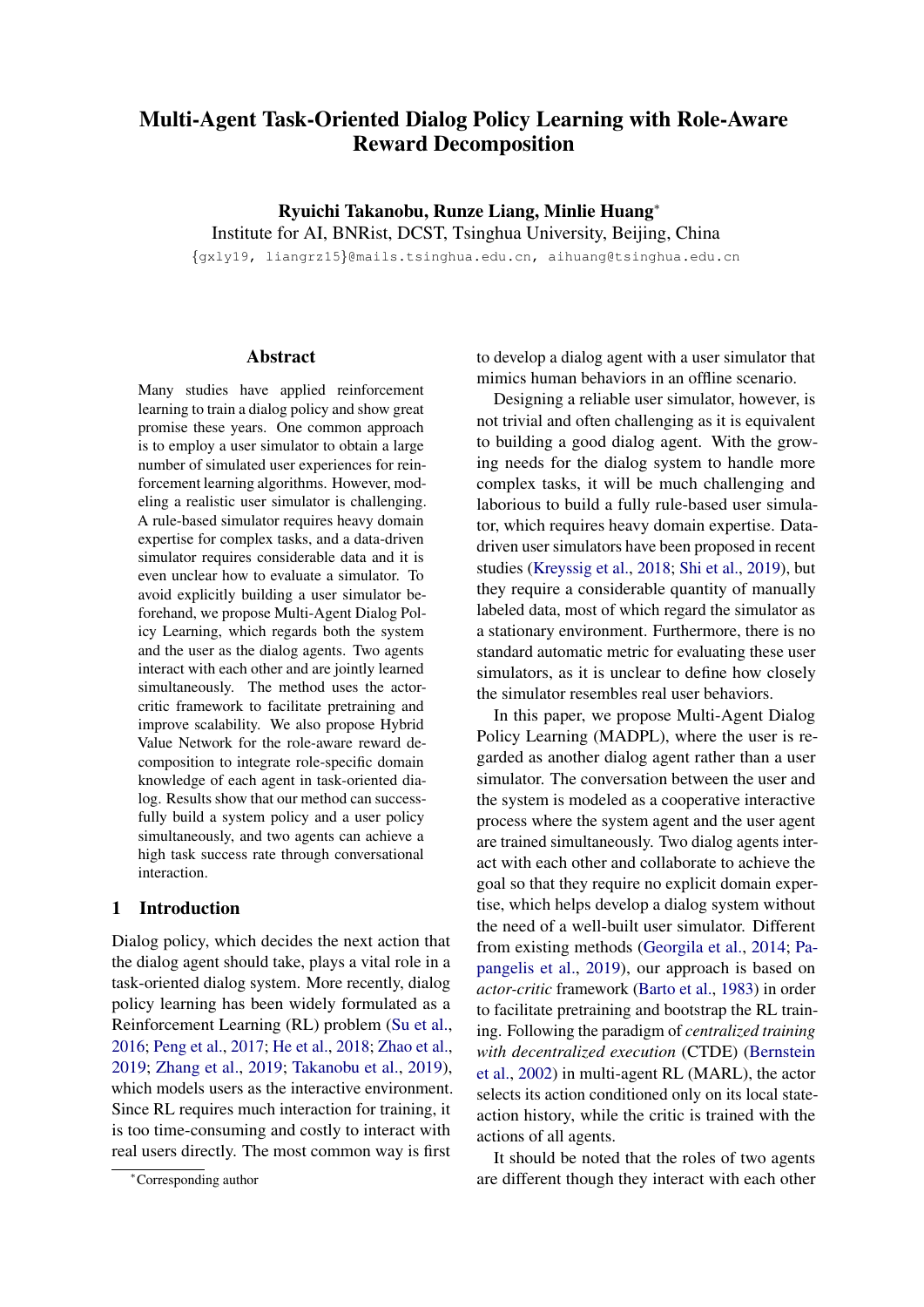# Multi-Agent Task-Oriented Dialog Policy Learning with Role-Aware Reward Decomposition

**Ryuichi Takanobu, Runze Liang, Minlie Huang***

Institute for AI, BNRist, DCST, Tsinghua University, Beijing, China

{gxly19, liangrz15}@mails.tsinghua.edu.cn, aihuang@tsinghua.edu.cn

## Abstract

Many studies have applied reinforcement learning to train a dialog policy and show great promise these years. One common approach is to employ a user simulator to obtain a large number of simulated user experiences for reinforcement learning algorithms. However, modeling a realistic user simulator is challenging. A rule-based simulator requires heavy domain expertise for complex tasks, and a data-driven simulator requires considerable data and it is even unclear how to evaluate a simulator. To avoid explicitly building a user simulator beforehand, we propose Multi-Agent Dialog Policy Learning, which regards both the system and the user as the dialog agents. Two agents interact with each other and are jointly learned simultaneously. The method uses the actor-critic framework to facilitate pretraining and improve scalability. We also propose Hybrid Value Network for the role-aware reward decomposition to integrate role-specific domain knowledge of each agent in task-oriented dialog. Results show that our method can successfully build a system policy and a user policy simultaneously, and two agents can achieve a high task success rate through conversational interaction.

## 1 Introduction

Dialog policy, which decides the next action that the dialog agent should take, plays a vital role in a task-oriented dialog system. More recently, dialog policy learning has been widely formulated as a Reinforcement Learning (RL) problem (Su et al., 2016; Peng et al., 2017; He et al., 2018; Zhao et al., 2019; Zhang et al., 2019; Takanobu et al., 2019), which models users as the interactive environment. Since RL requires much interaction for training, it is too time-consuming and costly to interact with real users directly. The most common way is first to develop a dialog agent with a user simulator that mimics human behaviors in an offline scenario.

Designing a reliable user simulator, however, is not trivial and often challenging as it is equivalent to building a good dialog agent. With the growing needs for the dialog system to handle more complex tasks, it will be much challenging and laborious to build a fully rule-based user simulator, which requires heavy domain expertise. Data-driven user simulators have been proposed in recent studies (Kreyssig et al., 2018; Shi et al., 2019), but they require a considerable quantity of manually labeled data, most of which regard the simulator as a stationary environment. Furthermore, there is no standard automatic metric for evaluating these user simulators, as it is unclear to define how closely the simulator resembles real user behaviors.

In this paper, we propose Multi-Agent Dialog Policy Learning (MADPL), where the user is regarded as another dialog agent rather than a user simulator. The conversation between the user and the system is modeled as a cooperative interactive process where the system agent and the user agent are trained simultaneously. Two dialog agents interact with each other and collaborate to achieve the goal so that they require no explicit domain expertise, which helps develop a dialog system without the need of a well-built user simulator. Different from existing methods (Georgila et al., 2014; Papangelis et al., 2019), our approach is based on *actor-critic* framework (Barto et al., 1983) in order to facilitate pretraining and bootstrap the RL training. Following the paradigm of *centralized training with decentralized execution* (CTDE) (Bernstein et al., 2002) in multi-agent RL (MARL), the actor selects its action conditioned only on its local state-action history, while the critic is trained with the actions of all agents.

It should be noted that the roles of two agents are different though they interact with each other

*Corresponding author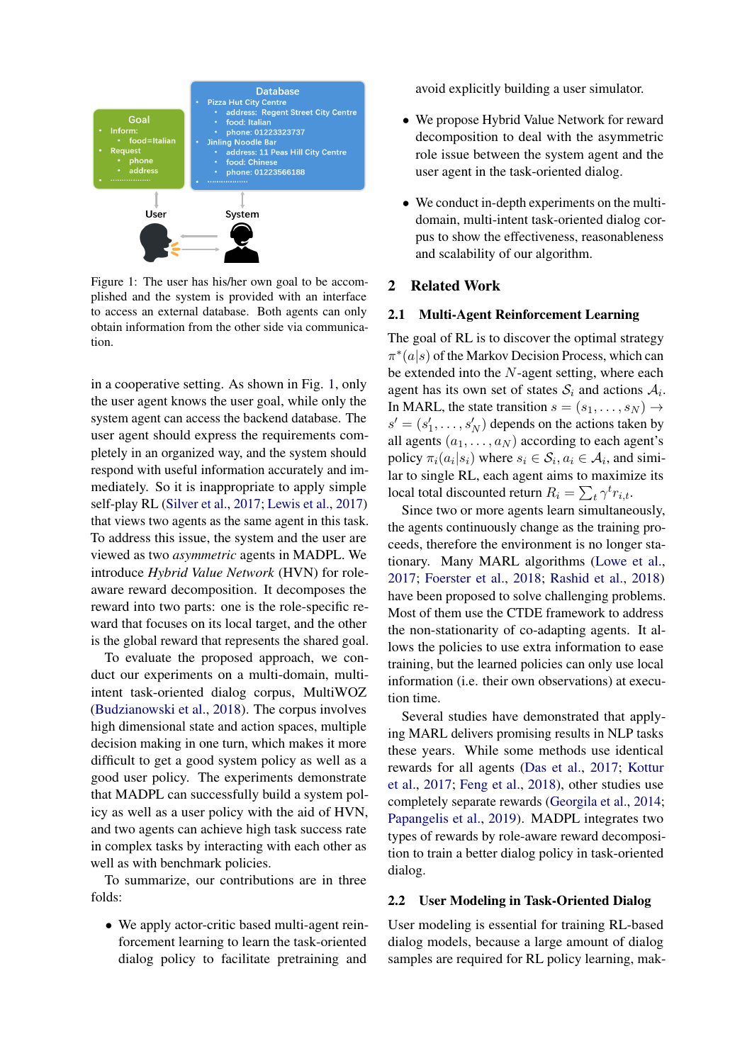Figure 1: The user has his/her own goal to be accomplished and the system is provided with an interface to access an external database. Both agents can only obtain information from the other side via communication.

in a cooperative setting. As shown in Fig. 1, only the user agent knows the user goal, while only the system agent can access the backend database. The user agent should express the requirements completely in an organized way, and the system should respond with useful information accurately and immediately. So it is inappropriate to apply simple self-play RL (Silver et al., 2017; Lewis et al., 2017) that views two agents as the same agent in this task. To address this issue, the system and the user are viewed as two *asymmetric* agents in MADPL. We introduce *Hybrid Value Network* (HVN) for role-aware reward decomposition. It decomposes the reward into two parts: one is the role-specific reward that focuses on its local target, and the other is the global reward that represents the shared goal.

To evaluate the proposed approach, we conduct our experiments on a multi-domain, multi-intent task-oriented dialog corpus, MultiWOZ (Budzianowski et al., 2018). The corpus involves high dimensional state and action spaces, multiple decision making in one turn, which makes it more difficult to get a good system policy as well as a good user policy. The experiments demonstrate that MADPL can successfully build a system policy as well as a user policy with the aid of HVN, and two agents can achieve high task success rate in complex tasks by interacting with each other as well as with benchmark policies.

To summarize, our contributions are in three folds:

- We apply actor-critic based multi-agent reinforcement learning to learn the task-oriented dialog policy to facilitate pretraining and avoid explicitly building a user simulator.
- We propose Hybrid Value Network for reward decomposition to deal with the asymmetric role issue between the system agent and the user agent in the task-oriented dialog.
- We conduct in-depth experiments on the multi-domain, multi-intent task-oriented dialog corpus to show the effectiveness, reasonableness and scalability of our algorithm.

## 2 Related Work

### 2.1 Multi-Agent Reinforcement Learning

The goal of RL is to discover the optimal strategy $\pi^*(a|s)$ of the Markov Decision Process, which can be extended into the $N$-agent setting, where each agent has its own set of states $\mathcal{S}_i$ and actions $\mathcal{A}_i$. In MARL, the state transition $s = (s_1, \ldots, s_N) \rightarrow s' = (s'_1, \ldots, s'_N)$ depends on the actions taken by all agents $(a_1, \ldots, a_N)$ according to each agent's policy $\pi_i(a_i|s_i)$ where $s_i \in \mathcal{S}_i, a_i \in \mathcal{A}_i$, and similar to single RL, each agent aims to maximize its local total discounted return $R_i = \sum_t \gamma^t r_{i,t}$.

Since two or more agents learn simultaneously, the agents continuously change as the training proceeds, therefore the environment is no longer stationary. Many MARL algorithms (Lowe et al., 2017; Foerster et al., 2018; Rashid et al., 2018) have been proposed to solve challenging problems. Most of them use the CTDE framework to address the non-stationarity of co-adapting agents. It allows the policies to use extra information to ease training, but the learned policies can only use local information (i.e. their own observations) at execution time.

Several studies have demonstrated that applying MARL delivers promising results in NLP tasks these years. While some methods use identical rewards for all agents (Das et al., 2017; Kottur et al., 2017; Feng et al., 2018), other studies use completely separate rewards (Georgila et al., 2014; Papangelis et al., 2019). MADPL integrates two types of rewards by role-aware reward decomposition to train a better dialog policy in task-oriented dialog.

### 2.2 User Modeling in Task-Oriented Dialog

User modeling is essential for training RL-based dialog models, because a large amount of dialog samples are required for RL policy learning, mak-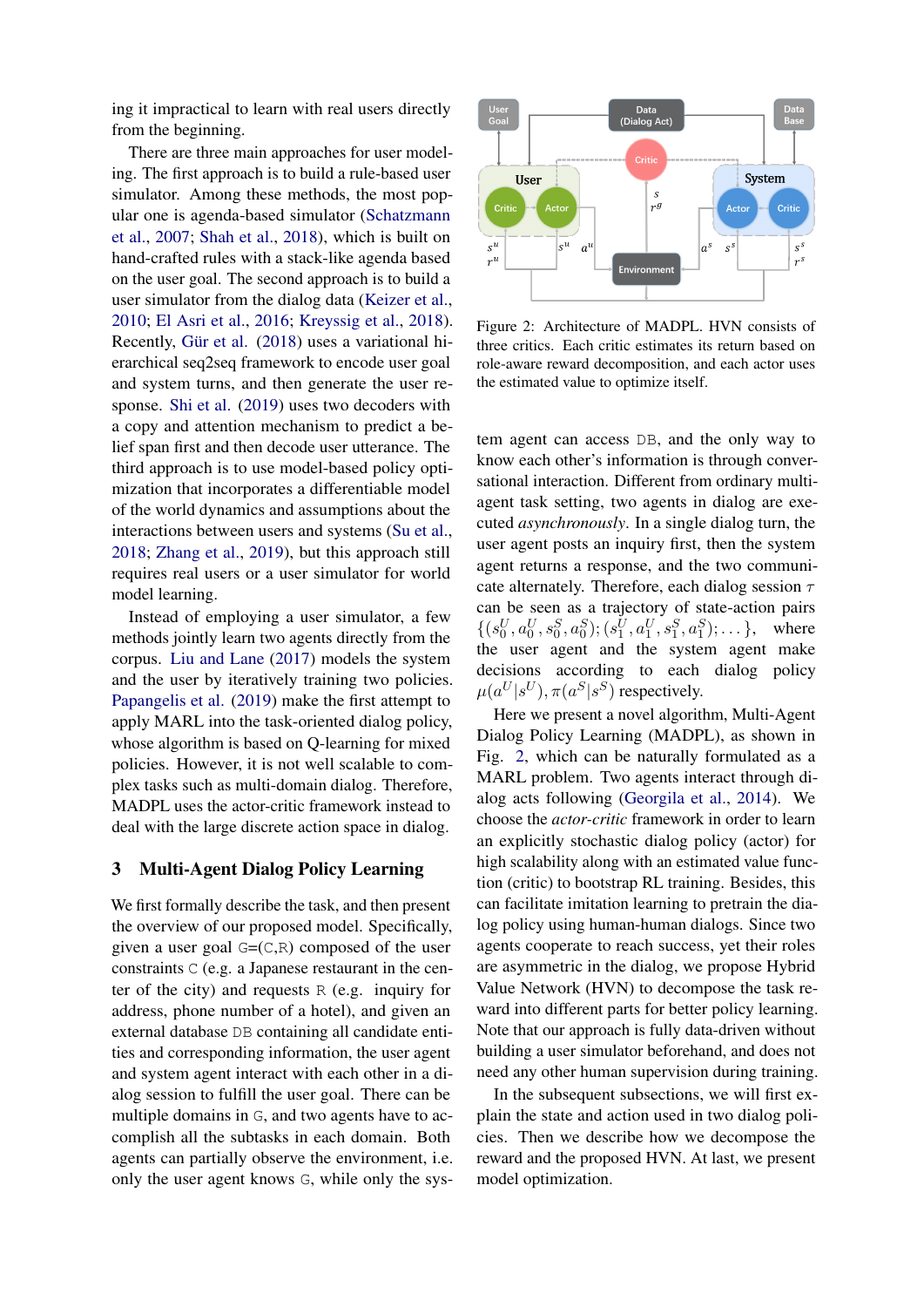ing it impractical to learn with real users directly from the beginning.

There are three main approaches for user modeling. The first approach is to build a rule-based user simulator. Among these methods, the most popular one is agenda-based simulator (Schatzmann et al., 2007; Shah et al., 2018), which is built on hand-crafted rules with a stack-like agenda based on the user goal. The second approach is to build a user simulator from the dialog data (Keizer et al., 2010; El Asri et al., 2016; Kreyssig et al., 2018). Recently, Gür et al. (2018) uses a variational hierarchical seq2seq framework to encode user goal and system turns, and then generate the user response. Shi et al. (2019) uses two decoders with a copy and attention mechanism to predict a belief span first and then decode user utterance. The third approach is to use model-based policy optimization that incorporates a differentiable model of the world dynamics and assumptions about the interactions between users and systems (Su et al., 2018; Zhang et al., 2019), but this approach still requires real users or a user simulator for world model learning.

Instead of employing a user simulator, a few methods jointly learn two agents directly from the corpus. Liu and Lane (2017) models the system and the user by iteratively training two policies. Papangelis et al. (2019) make the first attempt to apply MARL into the task-oriented dialog policy, whose algorithm is based on Q-learning for mixed policies. However, it is not well scalable to complex tasks such as multi-domain dialog. Therefore, MADPL uses the actor-critic framework instead to deal with the large discrete action space in dialog.

## 3 Multi-Agent Dialog Policy Learning

We first formally describe the task, and then present the overview of our proposed model. Specifically, given a user goal G=(C,R) composed of the user constraints C (e.g. a Japanese restaurant in the center of the city) and requests R (e.g. inquiry for address, phone number of a hotel), and given an external database DB containing all candidate entities and corresponding information, the user agent and system agent interact with each other in a dialog session to fulfill the user goal. There can be multiple domains in G, and two agents have to accomplish all the subtasks in each domain. Both agents can partially observe the environment, i.e. only the user agent knows G, while only the system agent can access DB, and the only way to know each other's information is through conversational interaction. Different from ordinary multi-agent task setting, two agents in dialog are executed *asynchronously*. In a single dialog turn, the user agent posts an inquiry first, then the system agent returns a response, and the two communicate alternately. Therefore, each dialog session $\tau$ can be seen as a trajectory of state-action pairs $\{(s_0^U, a_0^U, s_0^S, a_0^S); (s_1^U, a_1^U, s_1^S, a_1^S); \dots\}$, where the user agent and the system agent make decisions according to each dialog policy $\mu(a^U|s^U), \pi(a^S|s^S)$ respectively.

Figure 2: Architecture of MADPL. HVN consists of three critics. Each critic estimates its return based on role-aware reward decomposition, and each actor uses the estimated value to optimize itself.

Here we present a novel algorithm, Multi-Agent Dialog Policy Learning (MADPL), as shown in Fig. 2, which can be naturally formulated as a MARL problem. Two agents interact through dialog acts following (Georgila et al., 2014). We choose the *actor-critic* framework in order to learn an explicitly stochastic dialog policy (actor) for high scalability along with an estimated value function (critic) to bootstrap RL training. Besides, this can facilitate imitation learning to pretrain the dialog policy using human-human dialogs. Since two agents cooperate to reach success, yet their roles are asymmetric in the dialog, we propose Hybrid Value Network (HVN) to decompose the task reward into different parts for better policy learning. Note that our approach is fully data-driven without building a user simulator beforehand, and does not need any other human supervision during training.

In the subsequent subsections, we will first explain the state and action used in two dialog policies. Then we describe how we decompose the reward and the proposed HVN. At last, we present model optimization.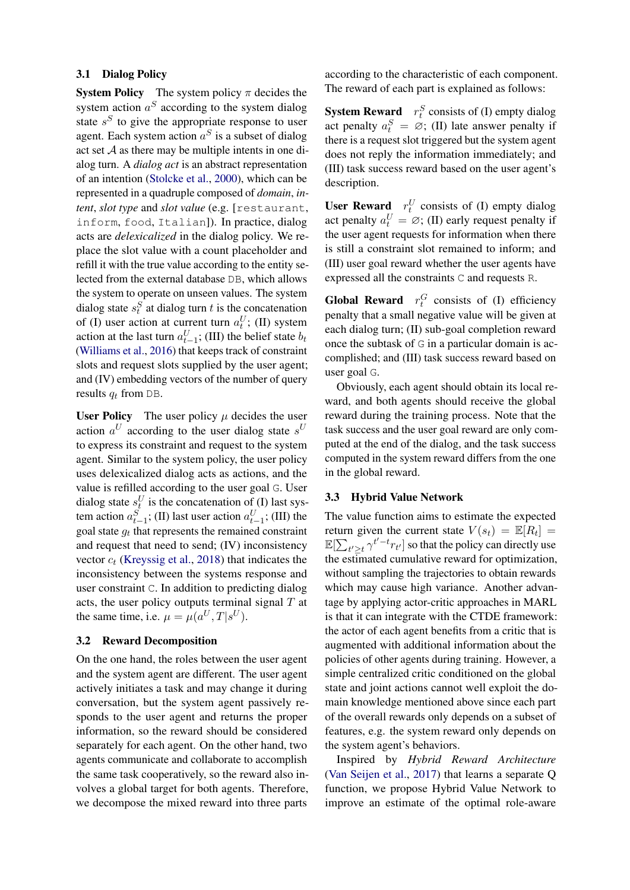### 3.1 Dialog Policy

**System Policy** The system policy $\pi$ decides the system action $a^S$ according to the system dialog state $s^S$ to give the appropriate response to user agent. Each system action $a^S$ is a subset of dialog act set $\mathcal{A}$ as there may be multiple intents in one dialog turn. A *dialog act* is an abstract representation of an intention (Stolcke et al., 2000), which can be represented in a quadruple composed of *domain*, *intent*, *slot type* and *slot value* (e.g. `[restaurant, inform, food, Italian]`). In practice, dialog acts are *delexicalized* in the dialog policy. We replace the slot value with a count placeholder and refill it with the true value according to the entity selected from the external database `DB`, which allows the system to operate on unseen values. The system dialog state $s_t^S$ at dialog turn $t$ is the concatenation of (I) user action at current turn $a_t^U$; (II) system action at the last turn $a_{t-1}^U$; (III) the belief state $b_t$ (Williams et al., 2016) that keeps track of constraint slots and request slots supplied by the user agent; and (IV) embedding vectors of the number of query results $q_t$ from `DB`.

**User Policy** The user policy $\mu$ decides the user action $a^U$ according to the user dialog state $s^U$ to express its constraint and request to the system agent. Similar to the system policy, the user policy uses delexicalized dialog acts as actions, and the value is refilled according to the user goal `G`. User dialog state $s_t^U$ is the concatenation of (I) last system $a_{t-1}^S$; (II) last user action $a_{t-1}^U$; (III) the goal state $g_t$ that represents the remained constraint and request that need to send; (IV) inconsistency vector $c_t$ (Kreyssig et al., 2018) that indicates the inconsistency between the systems response and user constraint `C`. In addition to predicting dialog acts, the user policy outputs terminal signal $T$ at the same time, i.e. $\mu = \mu(a^U, T|s^U)$.

### 3.2 Reward Decomposition

On the one hand, the roles between the user agent and the system agent are different. The user agent actively initiates a task and may change it during conversation, but the system agent passively responds to the user agent and returns the proper information, so the reward should be considered separately for each agent. On the other hand, two agents communicate and collaborate to accomplish the same task cooperatively, so the reward also involves a global target for both agents. Therefore, we decompose the mixed reward into three parts according to the characteristic of each component. The reward of each part is explained as follows:

**System Reward** $r_t^S$ consists of (I) empty dialog act penalty $a_t^S = \varnothing$; (II) late answer penalty if there is a request slot triggered but the system agent does not reply the information immediately; and (III) task success reward based on the user agent's description.

**User Reward** $r_t^U$ consists of (I) empty dialog act penalty $a_t^U = \varnothing$; (II) early request penalty if the user agent requests for information when there is still a constraint slot remained to inform; and (III) user goal reward whether the user agents have expressed all the constraints `C` and requests `R`.

**Global Reward** $r_t^G$ consists of (I) efficiency penalty that a small negative value will be given at each dialog turn; (II) sub-goal completion reward once the subtask of `G` in a particular domain is accomplished; and (III) task success reward based on user goal `G`.

Obviously, each agent should obtain its local reward, and both agents should receive the global reward during the training process. Note that the task success and the user goal reward are only computed at the end of the dialog, and the task success computed in the system reward differs from the one in the global reward.

### 3.3 Hybrid Value Network

The value function aims to estimate the expected return given the current state $V(s_t) = \mathbb{E}[R_t] = \mathbb{E}[\sum_{t' \geq t} \gamma^{t'-t} r_{t'}]$ so that the policy can directly use the estimated cumulative reward for optimization, without sampling the trajectories to obtain rewards which may cause high variance. Another advantage by applying actor-critic approaches in MARL is that it can integrate with the CTDE framework: the actor of each agent benefits from a critic that is augmented with additional information about the policies of other agents during training. However, a simple centralized critic conditioned on the global state and joint actions cannot well exploit the domain knowledge mentioned above since each part of the overall rewards only depends on a subset of features, e.g. the system reward only depends on the system agent's behaviors.

Inspired by *Hybrid Reward Architecture* (Van Seijen et al., 2017) that learns a separate Q function, we propose Hybrid Value Network to improve an estimate of the optimal role-aware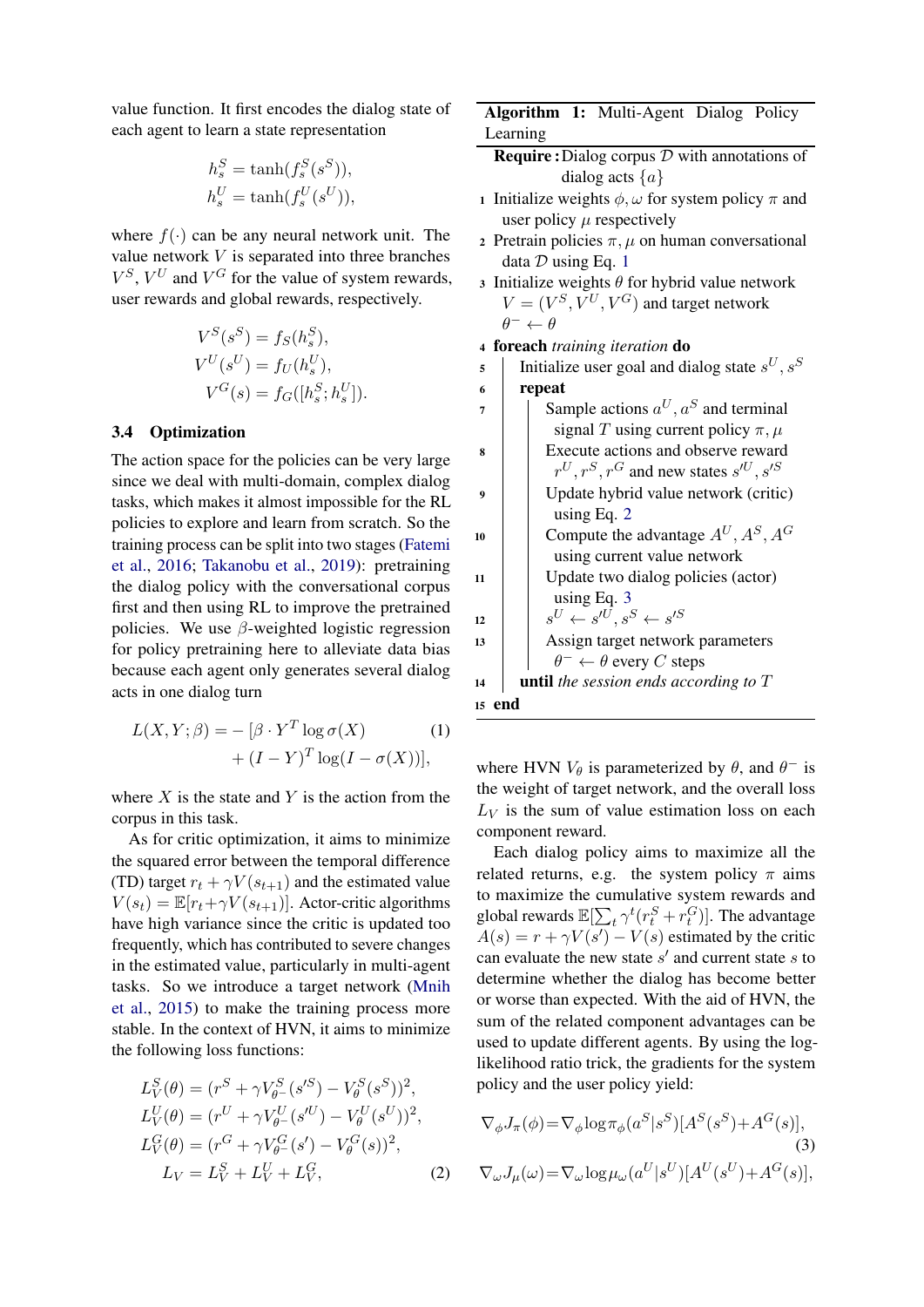value function. It first encodes the dialog state of each agent to learn a state representation

$$h_s^S = \tanh(f_s^S(s^S)),$$
$$h_s^U = \tanh(f_s^U(s^U)),$$

where $f(\cdot)$ can be any neural network unit. The value network $V$ is separated into three branches $V^S$, $V^U$ and $V^G$ for the value of system rewards, user rewards and global rewards, respectively.

$$V^S(s^S) = f_S(h_s^S),$$
$$V^U(s^U) = f_U(h_s^U),$$
$$V^G(s) = f_G([h_s^S; h_s^U]).$$

### 3.4 Optimization

The action space for the policies can be very large since we deal with multi-domain, complex dialog tasks, which makes it almost impossible for the RL policies to explore and learn from scratch. So the training process can be split into two stages (Fatemi et al., 2016; Takanobu et al., 2019): pretraining the dialog policy with the conversational corpus first and then using RL to improve the pretrained policies. We use $\beta$-weighted logistic regression for policy pretraining here to alleviate data bias because each agent only generates several dialog acts in one dialog turn

$$L(X, Y; \beta) = -[\beta \cdot Y^T \log \sigma(X) + (I - Y)^T \log(I - \sigma(X))], \quad (1)$$

where $X$ is the state and $Y$ is the action from the corpus in this task.

As for critic optimization, it aims to minimize the squared error between the temporal difference (TD) target $r_t + \gamma V(s_{t+1})$ and the estimated value $V(s_t) = \mathbb{E}[r_t + \gamma V(s_{t+1})]$. Actor-critic algorithms have high variance since the critic is updated too frequently, which has contributed to severe changes in the estimated value, particularly in multi-agent tasks. So we introduce a target network (Mnih et al., 2015) to make the training process more stable. In the context of HVN, it aims to minimize the following loss functions:

$$L_V^S(\theta) = (r^S + \gamma V_{\theta^-}^S(s'^S) - V_\theta^S(s^S))^2,$$
$$L_V^U(\theta) = (r^U + \gamma V_{\theta^-}^U(s'^U) - V_\theta^U(s^U))^2,$$
$$L_V^G(\theta) = (r^G + \gamma V_{\theta^-}^G(s') - V_\theta^G(s))^2,$$
$$L_V = L_V^S + L_V^U + L_V^G, \quad (2)$$

---

**Algorithm 1:** Multi-Agent Dialog Policy Learning

**Require:** Dialog corpus $\mathcal{D}$ with annotations of dialog acts $\{a\}$

1. Initialize weights $\phi, \omega$ for system policy $\pi$ and user policy $\mu$ respectively
2. Pretrain policies $\pi, \mu$ on human conversational data $\mathcal{D}$ using Eq. 1
3. Initialize weights $\theta$ for hybrid value network $V = (V^S, V^U, V^G)$ and target network $\theta^- \leftarrow \theta$
4. **foreach** *training iteration* **do**
5. &nbsp;&nbsp;&nbsp;&nbsp;Initialize user goal and dialog state $s^U, s^S$
6. &nbsp;&nbsp;&nbsp;&nbsp;**repeat**
7. &nbsp;&nbsp;&nbsp;&nbsp;&nbsp;&nbsp;&nbsp;&nbsp;Sample actions $a^U, a^S$ and terminal signal $T$ using current policy $\pi, \mu$
8. &nbsp;&nbsp;&nbsp;&nbsp;&nbsp;&nbsp;&nbsp;&nbsp;Execute actions and observe reward $r^U, r^S, r^G$ and new states $s'^U, s'^S$
9. &nbsp;&nbsp;&nbsp;&nbsp;&nbsp;&nbsp;&nbsp;&nbsp;Update hybrid value network (critic) using Eq. 2
10. &nbsp;&nbsp;&nbsp;&nbsp;&nbsp;&nbsp;&nbsp;&nbsp;Compute the advantage $A^U, A^S, A^G$ using current value network
11. &nbsp;&nbsp;&nbsp;&nbsp;&nbsp;&nbsp;&nbsp;&nbsp;Update two dialog policies (actor) using Eq. 3
12. &nbsp;&nbsp;&nbsp;&nbsp;&nbsp;&nbsp;&nbsp;&nbsp;$s^U \leftarrow s'^U, s^S \leftarrow s'^S$
13. &nbsp;&nbsp;&nbsp;&nbsp;&nbsp;&nbsp;&nbsp;&nbsp;Assign target network parameters $\theta^- \leftarrow \theta$ every $C$ steps
14. &nbsp;&nbsp;&nbsp;&nbsp;**until** *the session ends according to* $T$
15. **end**

---

where HVN $V_\theta$ is parameterized by $\theta$, and $\theta^-$ is the weight of target network, and the overall loss $L_V$ is the sum of value estimation loss on each component reward.

Each dialog policy aims to maximize all the related returns, e.g. the system policy $\pi$ aims to maximize the cumulative system rewards and global rewards $\mathbb{E}[\sum_t \gamma^t (r_t^S + r_t^G)]$. The advantage $A(s) = r + \gamma V(s') - V(s)$ estimated by the critic can evaluate the new state $s'$ and current state $s$ to determine whether the dialog has become better or worse than expected. With the aid of HVN, the sum of the related component advantages can be used to update different agents. By using the log-likelihood ratio trick, the gradients for the system policy and the user policy yield:

$$\nabla_\phi J_\pi(\phi) = \nabla_\phi \log \pi_\phi(a^S | s^S)[A^S(s^S) + A^G(s)], \quad (3)$$
$$\nabla_\omega J_\mu(\omega) = \nabla_\omega \log \mu_\omega(a^U | s^U)[A^U(s^U) + A^G(s)],$$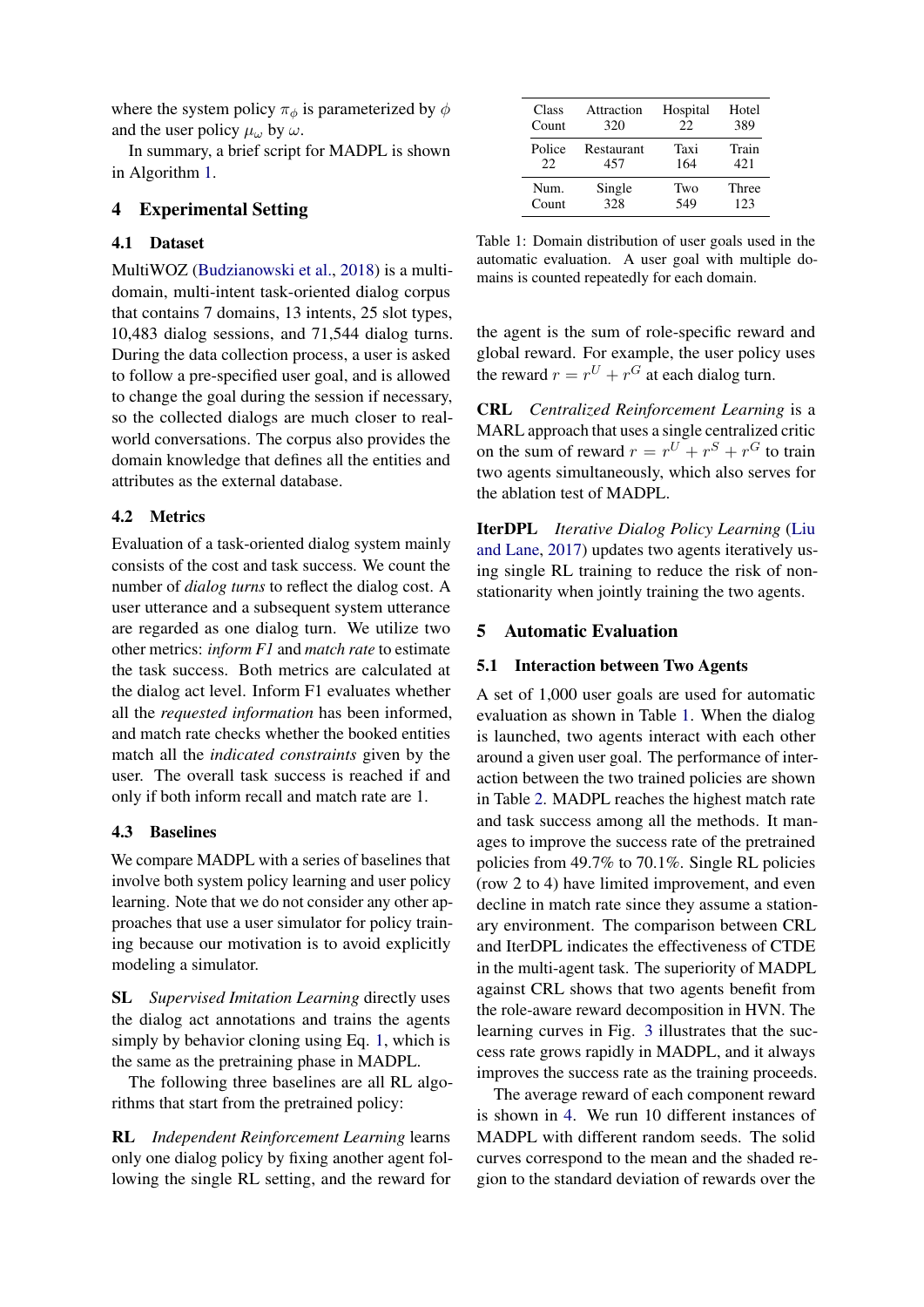where the system policy $\pi_\phi$ is parameterized by $\phi$ and the user policy $\mu_\omega$ by $\omega$.

In summary, a brief script for MADPL is shown in Algorithm 1.

# 4 Experimental Setting

## 4.1 Dataset

MultiWOZ (Budzianowski et al., 2018) is a multi-domain, multi-intent task-oriented dialog corpus that contains 7 domains, 13 intents, 25 slot types, 10,483 dialog sessions, and 71,544 dialog turns. During the data collection process, a user is asked to follow a pre-specified user goal, and is allowed to change the goal during the session if necessary, so the collected dialogs are much closer to real-world conversations. The corpus also provides the domain knowledge that defines all the entities and attributes as the external database.

## 4.2 Metrics

Evaluation of a task-oriented dialog system mainly consists of the cost and task success. We count the number of *dialog turns* to reflect the dialog cost. A user utterance and a subsequent system utterance are regarded as one dialog turn. We utilize two other metrics: *inform F1* and *match rate* to estimate the task success. Both metrics are calculated at the dialog act level. Inform F1 evaluates whether all the *requested information* has been informed, and match rate checks whether the booked entities match all the *indicated constraints* given by the user. The overall task success is reached if and only if both inform recall and match rate are 1.

## 4.3 Baselines

We compare MADPL with a series of baselines that involve both system policy learning and user policy learning. Note that we do not consider any other approaches that use a user simulator for policy training because our motivation is to avoid explicitly modeling a simulator.

**SL** *Supervised Imitation Learning* directly uses the dialog act annotations and trains the agents simply by behavior cloning using Eq. 1, which is the same as the pretraining phase in MADPL.

The following three baselines are all RL algorithms that start from the pretrained policy:

**RL** *Independent Reinforcement Learning* learns only one dialog policy by fixing another agent following the single RL setting, and the reward for the agent is the sum of role-specific reward and global reward. For example, the user policy uses the reward $r = r^U + r^G$ at each dialog turn.

**CRL** *Centralized Reinforcement Learning* is a MARL approach that uses a single centralized critic on the sum of reward $r = r^U + r^S + r^G$ to train two agents simultaneously, which also serves for the ablation test of MADPL.

**IterDPL** *Iterative Dialog Policy Learning* (Liu and Lane, 2017) updates two agents iteratively using single RL training to reduce the risk of non-stationarity when jointly training the two agents.

| Class | Attraction | Hospital | Hotel |
|---|---|---|---|
| Count | 320 | 22 | 389 |
| Police | Restaurant | Taxi | Train |
| 22 | 457 | 164 | 421 |
| Num. | Single | Two | Three |
| Count | 328 | 549 | 123 |

Table 1: Domain distribution of user goals used in the automatic evaluation. A user goal with multiple domains is counted repeatedly for each domain.

# 5 Automatic Evaluation

## 5.1 Interaction between Two Agents

A set of 1,000 user goals are used for automatic evaluation as shown in Table 1. When the dialog is launched, two agents interact with each other around a given user goal. The performance of interaction between the two trained policies are shown in Table 2. MADPL reaches the highest match rate and task success among all the methods. It manages to improve the success rate of the pretrained policies from 49.7% to 70.1%. Single RL policies (row 2 to 4) have limited improvement, and even decline in match rate since they assume a stationary environment. The comparison between CRL and IterDPL indicates the effectiveness of CTDE in the multi-agent task. The superiority of MADPL against CRL shows that two agents benefit from the role-aware reward decomposition in HVN. The learning curves in Fig. 3 illustrates that the success rate grows rapidly in MADPL, and it always improves the success rate as the training proceeds.

The average reward of each component reward is shown in 4. We run 10 different instances of MADPL with different random seeds. The solid curves correspond to the mean and the shaded region to the standard deviation of rewards over the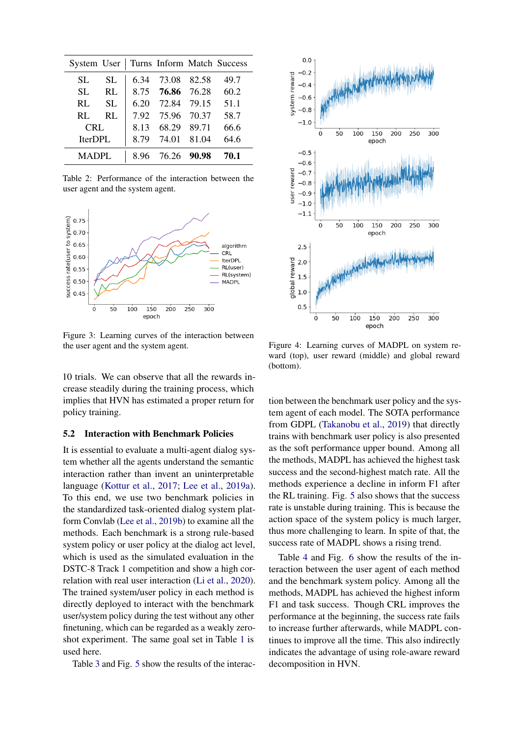| System | User | Turns | Inform | Match | Success |
|---|---|---|---|---|---|
| SL | SL | 6.34 | 73.08 | 82.58 | 49.7 |
| SL | RL | 8.75 | **76.86** | 76.28 | 60.2 |
| RL | SL | 6.20 | 72.84 | 79.15 | 51.1 |
| RL | RL | 7.92 | 75.96 | 70.37 | 58.7 |
| CRL | | 8.13 | 68.29 | 89.71 | 66.6 |
| IterDPL | | 8.79 | 74.01 | 81.04 | 64.6 |
| MADPL | | 8.96 | 76.26 | **90.98** | **70.1** |

Table 2: Performance of the interaction between the user agent and the system agent.

Figure 3: Learning curves of the interaction between the user agent and the system agent.

Figure 4: Learning curves of MADPL on system reward (top), user reward (middle) and global reward (bottom).

10 trials. We can observe that all the rewards increase steadily during the training process, which implies that HVN has estimated a proper return for policy training.

### 5.2 Interaction with Benchmark Policies

It is essential to evaluate a multi-agent dialog system whether all the agents understand the semantic interaction rather than invent an uninterpretable language (Kottur et al., 2017; Lee et al., 2019a). To this end, we use two benchmark policies in the standardized task-oriented dialog system platform Convlab (Lee et al., 2019b) to examine all the methods. Each benchmark is a strong rule-based system policy or user policy at the dialog act level, which is used as the simulated evaluation in the DSTC-8 Track 1 competition and show a high correlation with real user interaction (Li et al., 2020). The trained system/user policy in each method is directly deployed to interact with the benchmark user/system policy during the test without any other finetuning, which can be regarded as a weakly zero-shot experiment. The same goal set in Table 1 is used here.

Table 3 and Fig. 5 show the results of the interaction between the benchmark user policy and the system agent of each model. The SOTA performance from GDPL (Takanobu et al., 2019) that directly trains with benchmark user policy is also presented as the soft performance upper bound. Among all the methods, MADPL has achieved the highest task success and the second-highest match rate. All the methods experience a decline in inform F1 after the RL training. Fig. 5 also shows that the success rate is unstable during training. This is because the action space of the system policy is much larger, thus more challenging to learn. In spite of that, the success rate of MADPL shows a rising trend.

Table 4 and Fig. 6 show the results of the interaction between the user agent of each method and the benchmark system policy. Among all the methods, MADPL has achieved the highest inform F1 and task success. Though CRL improves the performance at the beginning, the success rate fails to increase further afterwards, while MADPL continues to improve all the time. This also indirectly indicates the advantage of using role-aware reward decomposition in HVN.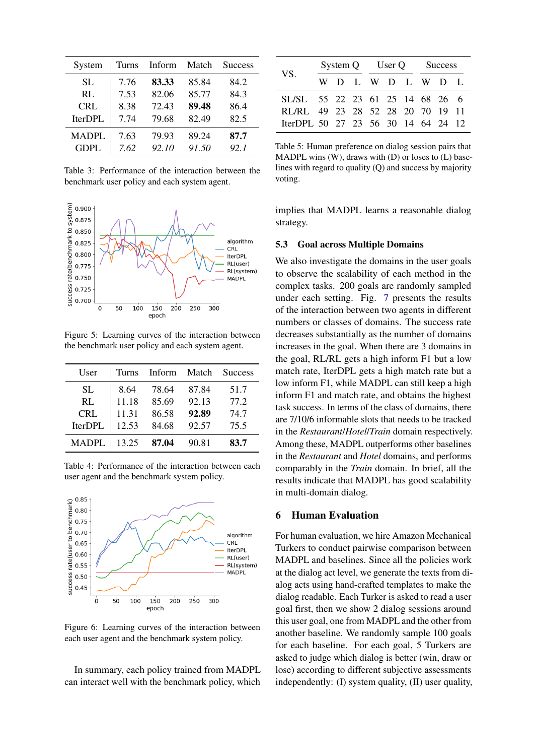| System | Turns | Inform | Match | Success |
|---|---|---|---|---|
| SL | 7.76 | **83.33** | 85.84 | 84.2 |
| RL | 7.53 | 82.06 | 85.77 | 84.3 |
| CRL | 8.38 | 72.43 | **89.48** | 86.4 |
| IterDPL | 7.74 | 79.68 | 82.49 | 82.5 |
| MADPL | 7.63 | 79.93 | 89.24 | **87.7** |
| GDPL | *7.62* | *92.10* | *91.50* | *92.1* |

Table 3: Performance of the interaction between the benchmark user policy and each system agent.

Figure 5: Learning curves of the interaction between the benchmark user policy and each system agent.

| User | Turns | Inform | Match | Success |
|---|---|---|---|---|
| SL | 8.64 | 78.64 | 87.84 | 51.7 |
| RL | 11.18 | 85.69 | 92.13 | 77.2 |
| CRL | 11.31 | 86.58 | **92.89** | 74.7 |
| IterDPL | 12.53 | 84.68 | 92.57 | 75.5 |
| MADPL | 13.25 | **87.04** | 90.81 | **83.7** |

Table 4: Performance of the interaction between each user agent and the benchmark system policy.

Figure 6: Learning curves of the interaction between each user agent and the benchmark system policy.

In summary, each policy trained from MADPL can interact well with the benchmark policy, which implies that MADPL learns a reasonable dialog strategy.

| VS. | System Q | | | User Q | | | Success | | |
|---|---|---|---|---|---|---|---|---|---|
| | W | D | L | W | D | L | W | D | L |
| SL/SL | 55 | 22 | 23 | 61 | 25 | 14 | 68 | 26 | 6 |
| RL/RL | 49 | 23 | 28 | 52 | 28 | 20 | 70 | 19 | 11 |
| IterDPL | 50 | 27 | 23 | 56 | 30 | 14 | 64 | 24 | 12 |

Table 5: Human preference on dialog session pairs that MADPL wins (W), draws with (D) or loses to (L) baselines with regard to quality (Q) and success by majority voting.

### 5.3 Goal across Multiple Domains

We also investigate the domains in the user goals to observe the scalability of each method in the complex tasks. 200 goals are randomly sampled under each setting. Fig. 7 presents the results of the interaction between two agents in different numbers or classes of domains. The success rate decreases substantially as the number of domains increases in the goal. When there are 3 domains in the goal, RL/RL gets a high inform F1 but a low match rate, IterDPL gets a high match rate but a low inform F1, while MADPL can still keep a high inform F1 and match rate, and obtains the highest task success. In terms of the class of domains, there are 7/10/6 informable slots that needs to be tracked in the *Restaurant*/*Hotel*/*Train* domain respectively. Among these, MADPL outperforms other baselines in the *Restaurant* and *Hotel* domains, and performs comparably in the *Train* domain. In brief, all the results indicate that MADPL has good scalability in multi-domain dialog.

## 6 Human Evaluation

For human evaluation, we hire Amazon Mechanical Turkers to conduct pairwise comparison between MADPL and baselines. Since all the policies work at the dialog act level, we generate the texts from dialog acts using hand-crafted templates to make the dialog readable. Each Turker is asked to read a user goal first, then we show 2 dialog sessions around this user goal, one from MADPL and the other from another baseline. We randomly sample 100 goals for each baseline. For each goal, 5 Turkers are asked to judge which dialog is better (win, draw or lose) according to different subjective assessments independently: (I) system quality, (II) user quality,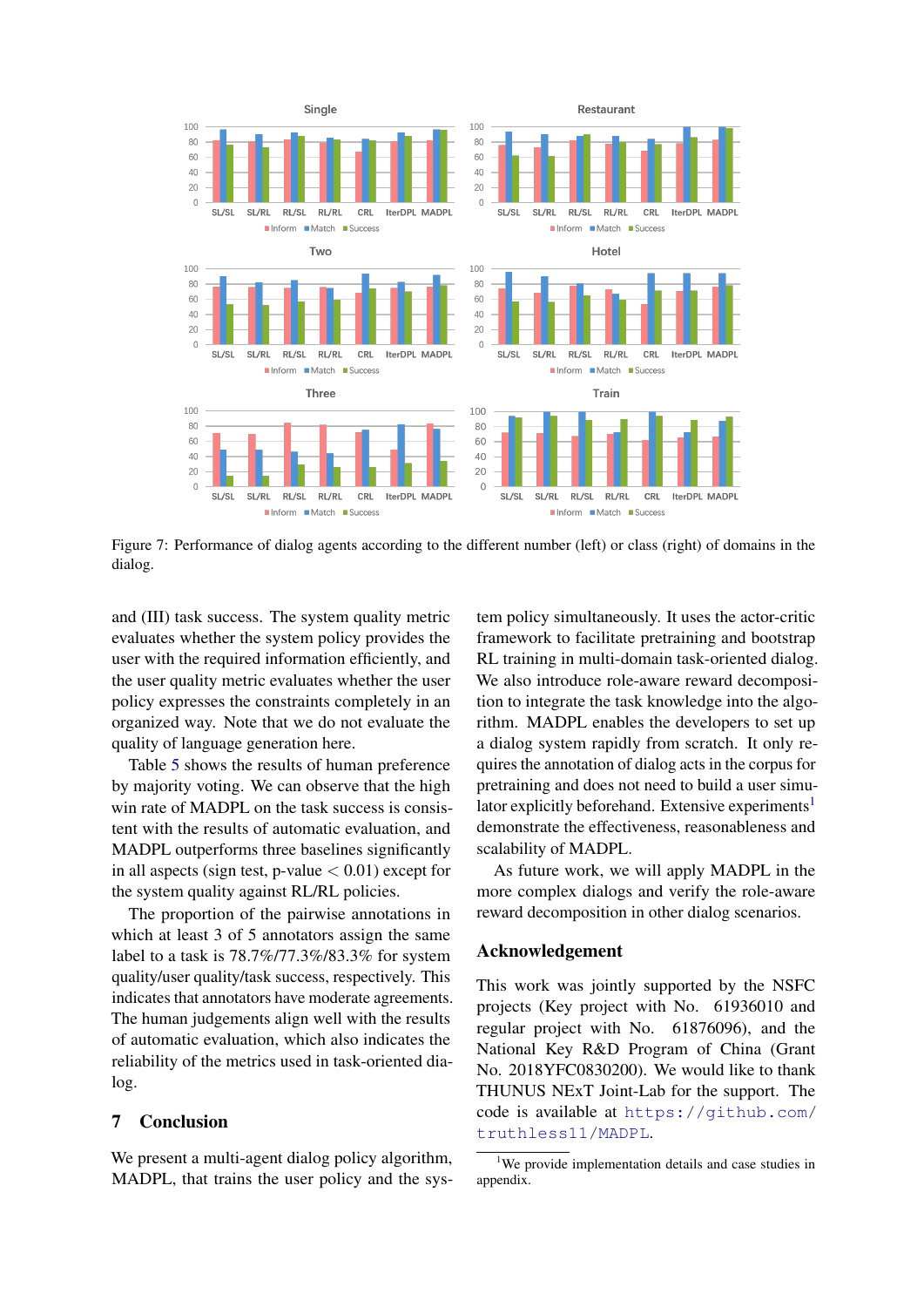Figure 7: Performance of dialog agents according to the different number (left) or class (right) of domains in the dialog.

and (III) task success. The system quality metric evaluates whether the system policy provides the user with the required information efficiently, and the user quality metric evaluates whether the user policy expresses the constraints completely in an organized way. Note that we do not evaluate the quality of language generation here.

Table 5 shows the results of human preference by majority voting. We can observe that the high win rate of MADPL on the task success is consistent with the results of automatic evaluation, and MADPL outperforms three baselines significantly in all aspects (sign test, p-value $< 0.01$) except for the system quality against RL/RL policies.

The proportion of the pairwise annotations in which at least 3 of 5 annotators assign the same label to a task is 78.7%/77.3%/83.3% for system quality/user quality/task success, respectively. This indicates that annotators have moderate agreements. The human judgements align well with the results of automatic evaluation, which also indicates the reliability of the metrics used in task-oriented dialog.

## 7 Conclusion

We present a multi-agent dialog policy algorithm, MADPL, that trains the user policy and the system policy simultaneously. It uses the actor-critic framework to facilitate pretraining and bootstrap RL training in multi-domain task-oriented dialog. We also introduce role-aware reward decomposition to integrate the task knowledge into the algorithm. MADPL enables the developers to set up a dialog system rapidly from scratch. It only requires the annotation of dialog acts in the corpus for pretraining and does not need to build a user simulator explicitly beforehand. Extensive experiments[1] demonstrate the effectiveness, reasonableness and scalability of MADPL.

As future work, we will apply MADPL in the more complex dialogs and verify the role-aware reward decomposition in other dialog scenarios.

## Acknowledgement

This work was jointly supported by the NSFC projects (Key project with No. 61936010 and regular project with No. 61876096), and the National Key R&D Program of China (Grant No. 2018YFC0830200). We would like to thank THUNUS NExT Joint-Lab for the support. The code is available at https://github.com/truthless11/MADPL.

[1] We provide implementation details and case studies in appendix.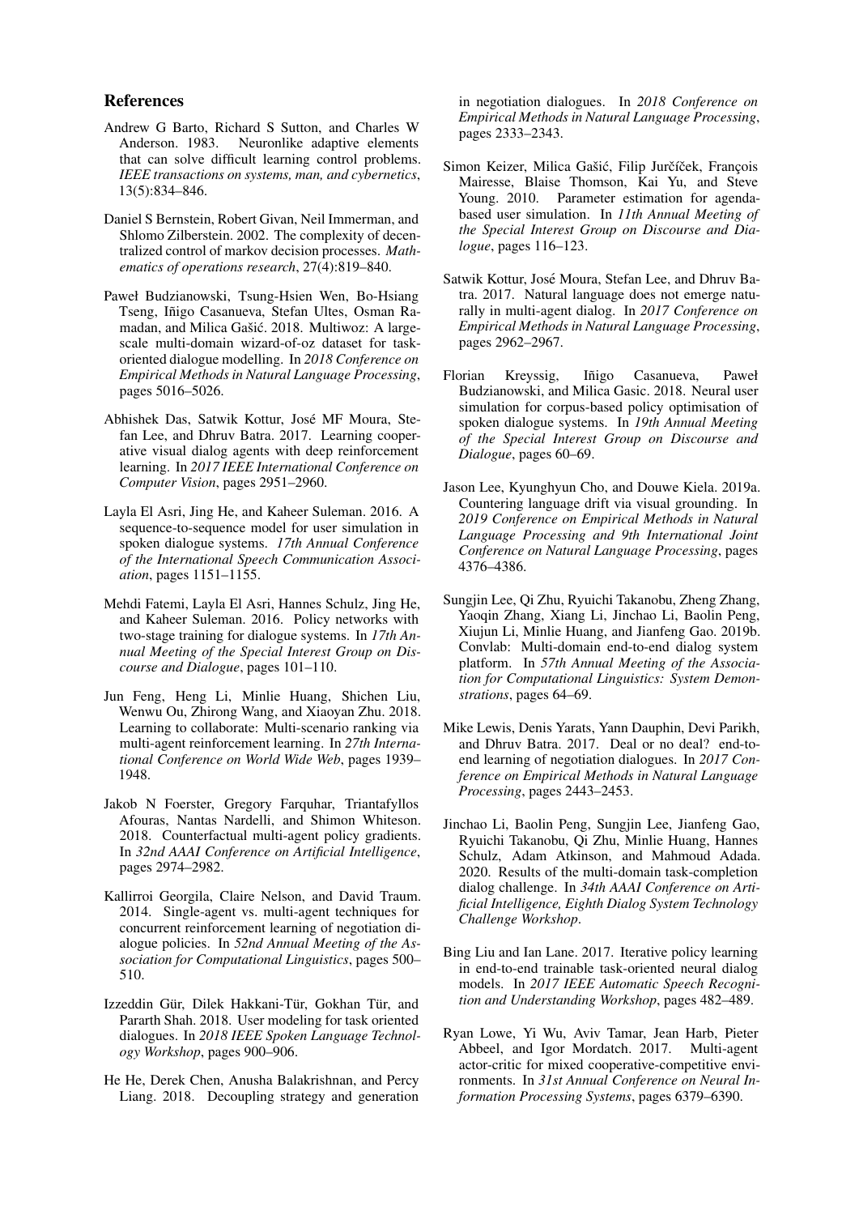## References

Andrew G Barto, Richard S Sutton, and Charles W Anderson. 1983. Neuronlike adaptive elements that can solve difficult learning control problems. *IEEE transactions on systems, man, and cybernetics*, 13(5):834–846.

Daniel S Bernstein, Robert Givan, Neil Immerman, and Shlomo Zilberstein. 2002. The complexity of decentralized control of markov decision processes. *Mathematics of operations research*, 27(4):819–840.

Paweł Budzianowski, Tsung-Hsien Wen, Bo-Hsiang Tseng, Iñigo Casanueva, Stefan Ultes, Osman Ramadan, and Milica Gašić. 2018. Multiwoz: A large-scale multi-domain wizard-of-oz dataset for task-oriented dialogue modelling. In *2018 Conference on Empirical Methods in Natural Language Processing*, pages 5016–5026.

Abhishek Das, Satwik Kottur, José MF Moura, Stefan Lee, and Dhruv Batra. 2017. Learning cooperative visual dialog agents with deep reinforcement learning. In *2017 IEEE International Conference on Computer Vision*, pages 2951–2960.

Layla El Asri, Jing He, and Kaheer Suleman. 2016. A sequence-to-sequence model for user simulation in spoken dialogue systems. *17th Annual Conference of the International Speech Communication Association*, pages 1151–1155.

Mehdi Fatemi, Layla El Asri, Hannes Schulz, Jing He, and Kaheer Suleman. 2016. Policy networks with two-stage training for dialogue systems. In *17th Annual Meeting of the Special Interest Group on Discourse and Dialogue*, pages 101–110.

Jun Feng, Heng Li, Minlie Huang, Shichen Liu, Wenwu Ou, Zhirong Wang, and Xiaoyan Zhu. 2018. Learning to collaborate: Multi-scenario ranking via multi-agent reinforcement learning. In *27th International Conference on World Wide Web*, pages 1939–1948.

Jakob N Foerster, Gregory Farquhar, Triantafyllos Afouras, Nantas Nardelli, and Shimon Whiteson. 2018. Counterfactual multi-agent policy gradients. In *32nd AAAI Conference on Artificial Intelligence*, pages 2974–2982.

Kallirroi Georgila, Claire Nelson, and David Traum. 2014. Single-agent vs. multi-agent techniques for concurrent reinforcement learning of negotiation dialogue policies. In *52nd Annual Meeting of the Association for Computational Linguistics*, pages 500–510.

Izzeddin Gür, Dilek Hakkani-Tür, Gokhan Tür, and Pararth Shah. 2018. User modeling for task oriented dialogues. In *2018 IEEE Spoken Language Technology Workshop*, pages 900–906.

He He, Derek Chen, Anusha Balakrishnan, and Percy Liang. 2018. Decoupling strategy and generation in negotiation dialogues. In *2018 Conference on Empirical Methods in Natural Language Processing*, pages 2333–2343.

Simon Keizer, Milica Gašić, Filip Jurčíček, François Mairesse, Blaise Thomson, Kai Yu, and Steve Young. 2010. Parameter estimation for agenda-based user simulation. In *11th Annual Meeting of the Special Interest Group on Discourse and Dialogue*, pages 116–123.

Satwik Kottur, José Moura, Stefan Lee, and Dhruv Batra. 2017. Natural language does not emerge naturally in multi-agent dialog. In *2017 Conference on Empirical Methods in Natural Language Processing*, pages 2962–2967.

Florian Kreyssig, Iñigo Casanueva, Paweł Budzianowski, and Milica Gasic. 2018. Neural user simulation for corpus-based policy optimisation of spoken dialogue systems. In *19th Annual Meeting of the Special Interest Group on Discourse and Dialogue*, pages 60–69.

Jason Lee, Kyunghyun Cho, and Douwe Kiela. 2019a. Countering language drift via visual grounding. In *2019 Conference on Empirical Methods in Natural Language Processing and 9th International Joint Conference on Natural Language Processing*, pages 4376–4386.

Sungjin Lee, Qi Zhu, Ryuichi Takanobu, Zheng Zhang, Yaoqin Zhang, Xiang Li, Jinchao Li, Baolin Peng, Xiujun Li, Minlie Huang, and Jianfeng Gao. 2019b. Convlab: Multi-domain end-to-end dialog system platform. In *57th Annual Meeting of the Association for Computational Linguistics: System Demonstrations*, pages 64–69.

Mike Lewis, Denis Yarats, Yann Dauphin, Devi Parikh, and Dhruv Batra. 2017. Deal or no deal? end-to-end learning of negotiation dialogues. In *2017 Conference on Empirical Methods in Natural Language Processing*, pages 2443–2453.

Jinchao Li, Baolin Peng, Sungjin Lee, Jianfeng Gao, Ryuichi Takanobu, Qi Zhu, Minlie Huang, Hannes Schulz, Adam Atkinson, and Mahmoud Adada. 2020. Results of the multi-domain task-completion dialog challenge. In *34th AAAI Conference on Artificial Intelligence, Eighth Dialog System Technology Challenge Workshop*.

Bing Liu and Ian Lane. 2017. Iterative policy learning in end-to-end trainable task-oriented neural dialog models. In *2017 IEEE Automatic Speech Recognition and Understanding Workshop*, pages 482–489.

Ryan Lowe, Yi Wu, Aviv Tamar, Jean Harb, Pieter Abbeel, and Igor Mordatch. 2017. Multi-agent actor-critic for mixed cooperative-competitive environments. In *31st Annual Conference on Neural Information Processing Systems*, pages 6379–6390.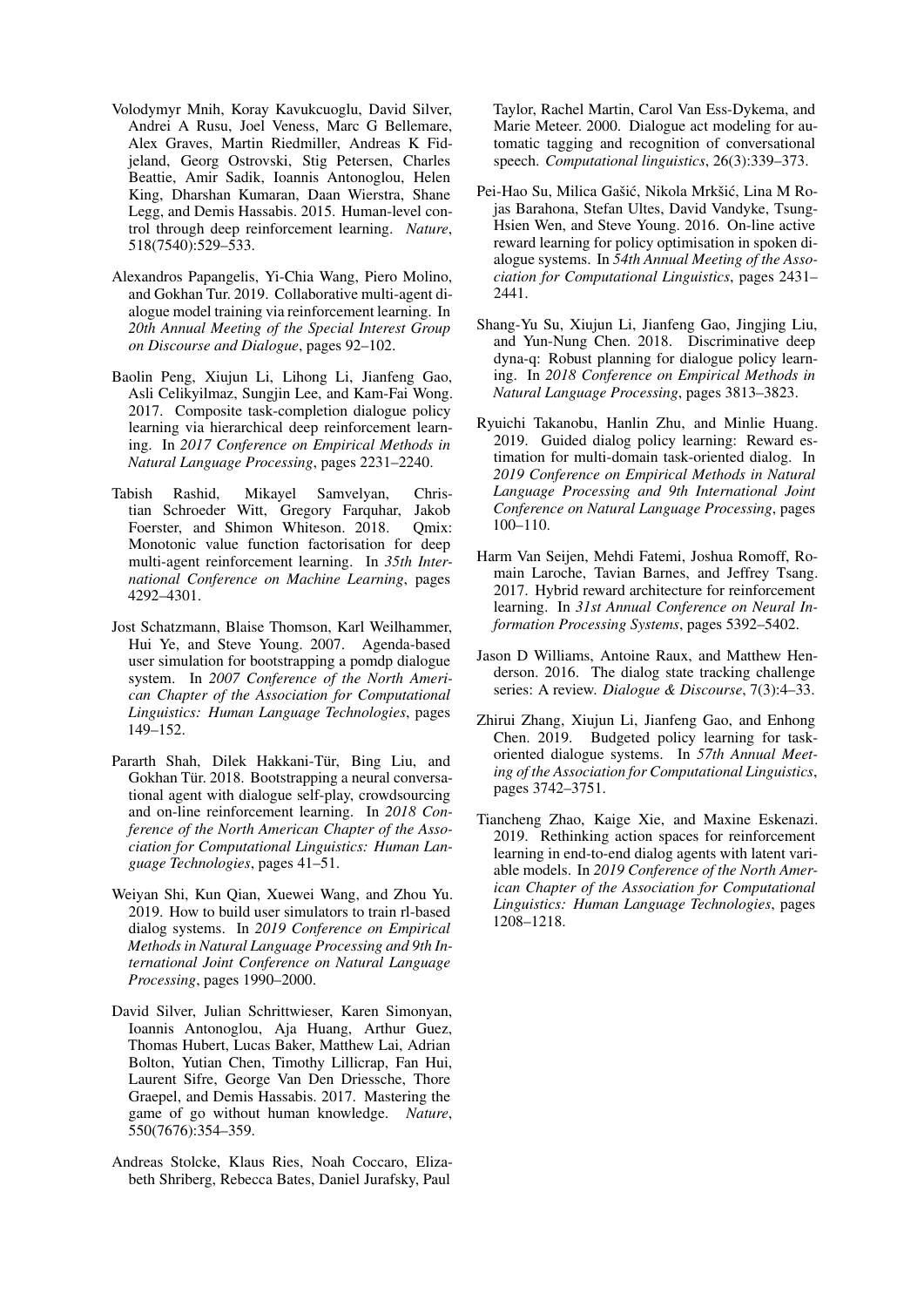Volodymyr Mnih, Koray Kavukcuoglu, David Silver, Andrei A Rusu, Joel Veness, Marc G Bellemare, Alex Graves, Martin Riedmiller, Andreas K Fidjeland, Georg Ostrovski, Stig Petersen, Charles Beattie, Amir Sadik, Ioannis Antonoglou, Helen King, Dharshan Kumaran, Daan Wierstra, Shane Legg, and Demis Hassabis. 2015. Human-level control through deep reinforcement learning. *Nature*, 518(7540):529–533.

Alexandros Papangelis, Yi-Chia Wang, Piero Molino, and Gokhan Tur. 2019. Collaborative multi-agent dialogue model training via reinforcement learning. In *20th Annual Meeting of the Special Interest Group on Discourse and Dialogue*, pages 92–102.

Baolin Peng, Xiujun Li, Lihong Li, Jianfeng Gao, Asli Celikyilmaz, Sungjin Lee, and Kam-Fai Wong. 2017. Composite task-completion dialogue policy learning via hierarchical deep reinforcement learning. In *2017 Conference on Empirical Methods in Natural Language Processing*, pages 2231–2240.

Tabish Rashid, Mikayel Samvelyan, Christian Schroeder Witt, Gregory Farquhar, Jakob Foerster, and Shimon Whiteson. 2018. Qmix: Monotonic value function factorisation for deep multi-agent reinforcement learning. In *35th International Conference on Machine Learning*, pages 4292–4301.

Jost Schatzmann, Blaise Thomson, Karl Weilhammer, Hui Ye, and Steve Young. 2007. Agenda-based user simulation for bootstrapping a pomdp dialogue system. In *2007 Conference of the North American Chapter of the Association for Computational Linguistics: Human Language Technologies*, pages 149–152.

Pararth Shah, Dilek Hakkani-Tür, Bing Liu, and Gokhan Tür. 2018. Bootstrapping a neural conversational agent with dialogue self-play, crowdsourcing and on-line reinforcement learning. In *2018 Conference of the North American Chapter of the Association for Computational Linguistics: Human Language Technologies*, pages 41–51.

Weiyan Shi, Kun Qian, Xuewei Wang, and Zhou Yu. 2019. How to build user simulators to train rl-based dialog systems. In *2019 Conference on Empirical Methods in Natural Language Processing and 9th International Joint Conference on Natural Language Processing*, pages 1990–2000.

David Silver, Julian Schrittwieser, Karen Simonyan, Ioannis Antonoglou, Aja Huang, Arthur Guez, Thomas Hubert, Lucas Baker, Matthew Lai, Adrian Bolton, Yutian Chen, Timothy Lillicrap, Fan Hui, Laurent Sifre, George Van Den Driessche, Thore Graepel, and Demis Hassabis. 2017. Mastering the game of go without human knowledge. *Nature*, 550(7676):354–359.

Andreas Stolcke, Klaus Ries, Noah Coccaro, Elizabeth Shriberg, Rebecca Bates, Daniel Jurafsky, Paul Taylor, Rachel Martin, Carol Van Ess-Dykema, and Marie Meteer. 2000. Dialogue act modeling for automatic tagging and recognition of conversational speech. *Computational linguistics*, 26(3):339–373.

Pei-Hao Su, Milica Gašić, Nikola Mrkšić, Lina M Rojas Barahona, Stefan Ultes, David Vandyke, Tsung-Hsien Wen, and Steve Young. 2016. On-line active reward learning for policy optimisation in spoken dialogue systems. In *54th Annual Meeting of the Association for Computational Linguistics*, pages 2431–2441.

Shang-Yu Su, Xiujun Li, Jianfeng Gao, Jingjing Liu, and Yun-Nung Chen. 2018. Discriminative deep dyna-q: Robust planning for dialogue policy learning. In *2018 Conference on Empirical Methods in Natural Language Processing*, pages 3813–3823.

Ryuichi Takanobu, Hanlin Zhu, and Minlie Huang. 2019. Guided dialog policy learning: Reward estimation for multi-domain task-oriented dialog. In *2019 Conference on Empirical Methods in Natural Language Processing and 9th International Joint Conference on Natural Language Processing*, pages 100–110.

Harm Van Seijen, Mehdi Fatemi, Joshua Romoff, Romain Laroche, Tavian Barnes, and Jeffrey Tsang. 2017. Hybrid reward architecture for reinforcement learning. In *31st Annual Conference on Neural Information Processing Systems*, pages 5392–5402.

Jason D Williams, Antoine Raux, and Matthew Henderson. 2016. The dialog state tracking challenge series: A review. *Dialogue & Discourse*, 7(3):4–33.

Zhirui Zhang, Xiujun Li, Jianfeng Gao, and Enhong Chen. 2019. Budgeted policy learning for task-oriented dialogue systems. In *57th Annual Meeting of the Association for Computational Linguistics*, pages 3742–3751.

Tiancheng Zhao, Kaige Xie, and Maxine Eskenazi. 2019. Rethinking action spaces for reinforcement learning in end-to-end dialog agents with latent variable models. In *2019 Conference of the North American Chapter of the Association for Computational Linguistics: Human Language Technologies*, pages 1208–1218.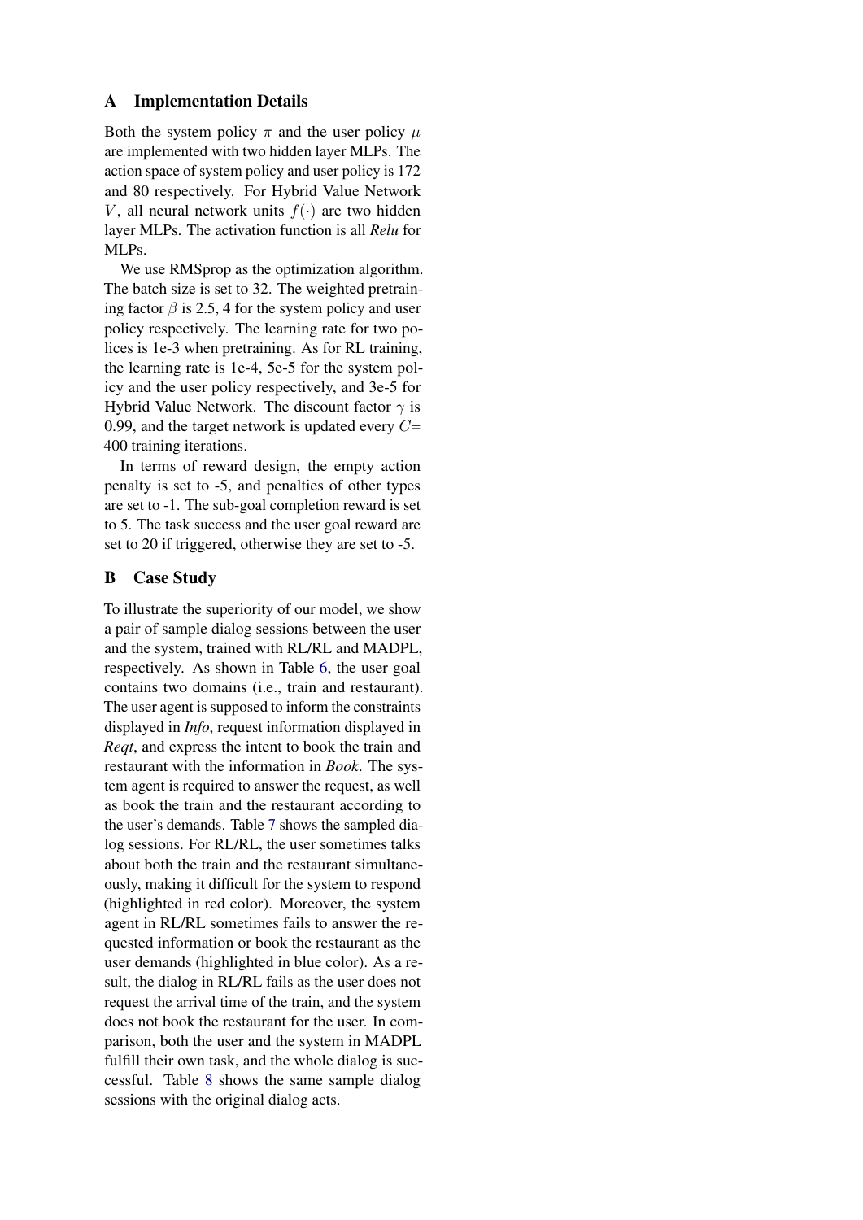## A Implementation Details

Both the system policy $\pi$ and the user policy $\mu$ are implemented with two hidden layer MLPs. The action space of system policy and user policy is 172 and 80 respectively. For Hybrid Value Network $V$, all neural network units $f(\cdot)$ are two hidden layer MLPs. The activation function is all *Relu* for MLPs.

We use RMSprop as the optimization algorithm. The batch size is set to 32. The weighted pretraining factor $\beta$ is 2.5, 4 for the system policy and user policy respectively. The learning rate for two polices is 1e-3 when pretraining. As for RL training, the learning rate is 1e-4, 5e-5 for the system policy and the user policy respectively, and 3e-5 for Hybrid Value Network. The discount factor $\gamma$ is 0.99, and the target network is updated every $C$= 400 training iterations.

In terms of reward design, the empty action penalty is set to -5, and penalties of other types are set to -1. The sub-goal completion reward is set to 5. The task success and the user goal reward are set to 20 if triggered, otherwise they are set to -5.

## B Case Study

To illustrate the superiority of our model, we show a pair of sample dialog sessions between the user and the system, trained with RL/RL and MADPL, respectively. As shown in Table 6, the user goal contains two domains (i.e., train and restaurant). The user agent is supposed to inform the constraints displayed in *Info*, request information displayed in *Reqt*, and express the intent to book the train and restaurant with the information in *Book*. The system agent is required to answer the request, as well as book the train and the restaurant according to the user's demands. Table 7 shows the sampled dialog sessions. For RL/RL, the user sometimes talks about both the train and the restaurant simultaneously, making it difficult for the system to respond (highlighted in red color). Moreover, the system agent in RL/RL sometimes fails to answer the requested information or book the restaurant as the user demands (highlighted in blue color). As a result, the dialog in RL/RL fails as the user does not request the arrival time of the train, and the system does not book the restaurant for the user. In comparison, both the user and the system in MADPL fulfill their own task, and the whole dialog is successful. Table 8 shows the same sample dialog sessions with the original dialog acts.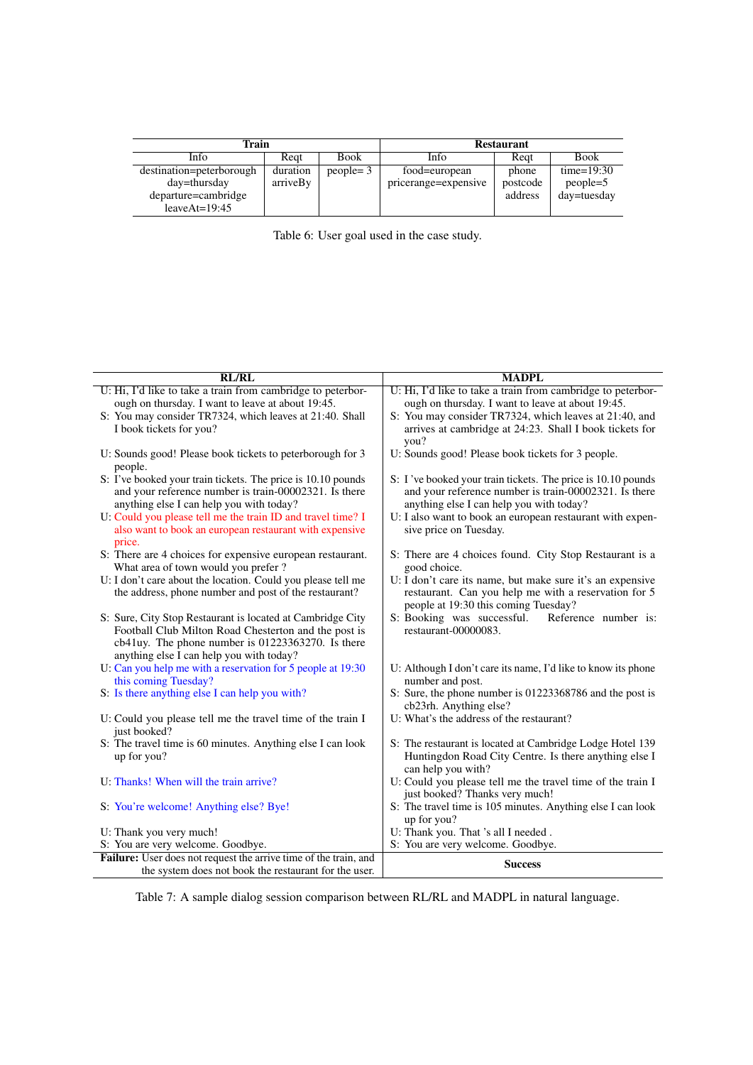| Train | | | Restaurant | | |
|---|---|---|---|---|---|
| Info | Reqt | Book | Info | Reqt | Book |
| destination=peterborough<br>day=thursday<br>departure=cambridge<br>leaveAt=19:45 | duration<br>arriveBy | people= 3 | food=european<br>pricerange=expensive | phone<br>postcode<br>address | time=19:30<br>people=5<br>day=tuesday |

Table 6: User goal used in the case study.

| RL/RL | MADPL |
|---|---|
| U: Hi, I'd like to take a train from cambridge to peterborough on thursday. I want to leave at about 19:45. | U: Hi, I'd like to take a train from cambridge to peterborough on thursday. I want to leave at about 19:45. |
| S: You may consider TR7324, which leaves at 21:40. Shall I book tickets for you? | S: You may consider TR7324, which leaves at 21:40, and arrives at cambridge at 24:23. Shall I book tickets for you? |
| U: Sounds good! Please book tickets to peterborough for 3 people. | U: Sounds good! Please book tickets for 3 people. |
| S: I've booked your train tickets. The price is 10.10 pounds and your reference number is train-00002321. Is there anything else I can help you with today? | S: I 've booked your train tickets. The price is 10.10 pounds and your reference number is train-00002321. Is there anything else I can help you with today? |
| U: Could you please tell me the train ID and travel time? I also want to book an european restaurant with expensive price. | U: I also want to book an european restaurant with expensive price on Tuesday. |
| S: There are 4 choices for expensive european restaurant. What area of town would you prefer ? | S: There are 4 choices found. City Stop Restaurant is a good choice. |
| U: I don't care about the location. Could you please tell me the address, phone number and post of the restaurant? | U: I don't care its name, but make sure it's an expensive restaurant. Can you help me with a reservation for 5 people at 19:30 this coming Tuesday? |
| S: Sure, City Stop Restaurant is located at Cambridge City Football Club Milton Road Chesterton and the post is cb41uy. The phone number is 01223363270. Is there anything else I can help you with today? | S: Booking was successful. Reference number is: restaurant-00000083. |
| U: Can you help me with a reservation for 5 people at 19:30 this coming Tuesday? | U: Although I don't care its name, I'd like to know its phone number and post. |
| S: Is there anything else I can help you with? | S: Sure, the phone number is 01223368786 and the post is cb23rh. Anything else? |
| U: Could you please tell me the travel time of the train I just booked? | U: What's the address of the restaurant? |
| S: The travel time is 60 minutes. Anything else I can look up for you? | S: The restaurant is located at Cambridge Lodge Hotel 139 Huntingdon Road City Centre. Is there anything else I can help you with? |
| U: Thanks! When will the train arrive? | U: Could you please tell me the travel time of the train I just booked? Thanks very much! |
| S: You're welcome! Anything else? Bye! | S: The travel time is 105 minutes. Anything else I can look up for you? |
| U: Thank you very much! | U: Thank you. That 's all I needed . |
| S: You are very welcome. Goodbye. | S: You are very welcome. Goodbye. |
| **Failure:** User does not request the arrive time of the train, and the system does not book the restaurant for the user. | **Success** |

Table 7: A sample dialog session comparison between RL/RL and MADPL in natural language.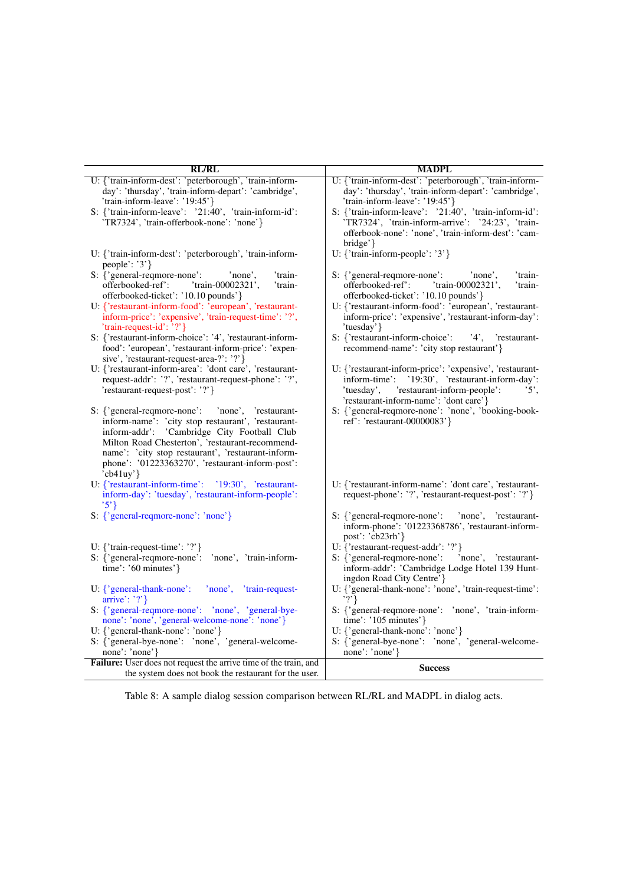| RL/RL | MADPL |
|---|---|
| U: {'train-inform-dest': 'peterborough', 'train-inform-day': 'thursday', 'train-inform-depart': 'cambridge', 'train-inform-leave': '19:45'} | U: {'train-inform-dest': 'peterborough', 'train-inform-day': 'thursday', 'train-inform-depart': 'cambridge', 'train-inform-leave': '19:45'} |
| S: {'train-inform-leave': '21:40', 'train-inform-id': 'TR7324', 'train-offerbook-none': 'none'} | S: {'train-inform-leave': '21:40', 'train-inform-id': 'TR7324', 'train-inform-arrive': '24:23', 'train-offerbook-none': 'none', 'train-inform-dest': 'cambridge'} |
| U: {'train-inform-dest': 'peterborough', 'train-inform-people': '3'} | U: {'train-inform-people': '3'} |
| S: {'general-reqmore-none': 'none', 'train-offerbooked-ref': 'train-00002321', 'train-offerbooked-ticket': '10.10 pounds'} | S: {'general-reqmore-none': 'none', 'train-offerbooked-ref': 'train-00002321', 'train-offerbooked-ticket': '10.10 pounds'} |
| U: {'restaurant-inform-food': 'european', 'restaurant-inform-price': 'expensive', 'train-request-time': '?', 'train-request-id': '?'} | U: {'restaurant-inform-food': 'european', 'restaurant-inform-price': 'expensive', 'restaurant-inform-day': 'tuesday'} |
| S: {'restaurant-inform-choice': '4', 'restaurant-inform-food': 'european', 'restaurant-inform-price': 'expensive', 'restaurant-request-area-?': '?'} | S: {'restaurant-inform-choice': '4', 'restaurant-recommend-name': 'city stop restaurant'} |
| U: {'restaurant-inform-area': 'dont care', 'restaurant-request-addr': '?', 'restaurant-request-phone': '?', 'restaurant-request-post': '?'} | U: {'restaurant-inform-price': 'expensive', 'restaurant-inform-time': '19:30', 'restaurant-inform-day': 'tuesday', 'restaurant-inform-people': '5', 'restaurant-inform-name': 'dont care'} |
| S: {'general-reqmore-none': 'none', 'restaurant-inform-name': 'city stop restaurant', 'restaurant-inform-addr': 'Cambridge City Football Club Milton Road Chesterton', 'restaurant-recommend-name': 'city stop restaurant', 'restaurant-inform-phone': '01223363270', 'restaurant-inform-post': 'cb41uy'} | S: {'general-reqmore-none': 'none', 'booking-book-ref': 'restaurant-00000083'} |
| U: {'restaurant-inform-time': '19:30', 'restaurant-inform-day': 'tuesday', 'restaurant-inform-people': '5'} | U: {'restaurant-inform-name': 'dont care', 'restaurant-request-phone': '?', 'restaurant-request-post': '?'} |
| S: {'general-reqmore-none': 'none'} | S: {'general-reqmore-none': 'none', 'restaurant-inform-phone': '01223368786', 'restaurant-inform-post': 'cb23rh'} |
| U: {'train-request-time': '?'} | U: {'restaurant-request-addr': '?'} |
| S: {'general-reqmore-none': 'none', 'train-inform-time': '60 minutes'} | S: {'general-reqmore-none': 'none', 'restaurant-inform-addr': 'Cambridge Lodge Hotel 139 Huntingdon Road City Centre'} |
| U: {'general-thank-none': 'none', 'train-request-arrive': '?'} | U: {'general-thank-none': 'none', 'train-request-time': '?'} |
| S: {'general-reqmore-none': 'none', 'general-bye-none': 'none', 'general-welcome-none': 'none'} | S: {'general-reqmore-none': 'none', 'train-inform-time': '105 minutes'} |
| U: {'general-thank-none': 'none'} | U: {'general-thank-none': 'none'} |
| S: {'general-bye-none': 'none', 'general-welcome-none': 'none'} | S: {'general-bye-none': 'none', 'general-welcome-none': 'none'} |
| **Failure:** User does not request the arrive time of the train, and the system does not book the restaurant for the user. | **Success** |

Table 8: A sample dialog session comparison between RL/RL and MADPL in dialog acts.